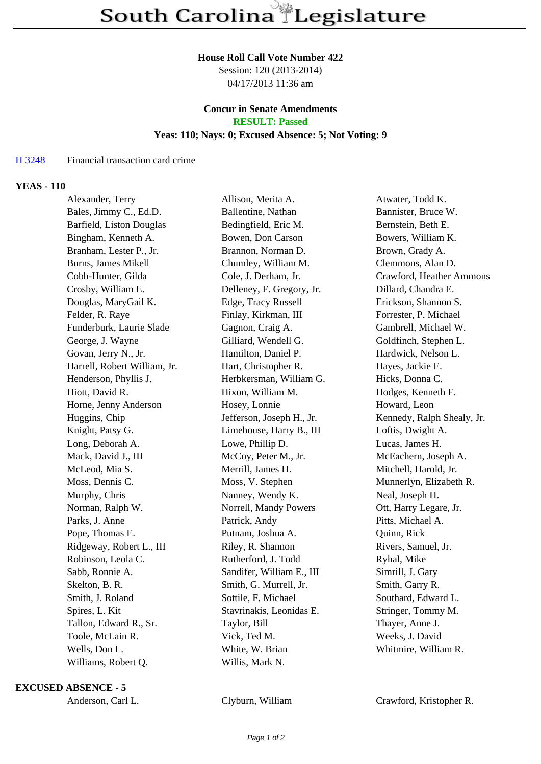# South Carolina Legislature

**House Roll Call Vote Number 422**
Session: 120 (2013-2014)
04/17/2013 11:36 am

**Concur in Senate Amendments**
**RESULT: Passed**
**Yeas: 110; Nays: 0; Excused Absence: 5; Not Voting: 9**

H 3248 Financial transaction card crime

**YEAS - 110**

| | | |
|---|---|---|
| Alexander, Terry | Allison, Merita A. | Atwater, Todd K. |
| Bales, Jimmy C., Ed.D. | Ballentine, Nathan | Bannister, Bruce W. |
| Barfield, Liston Douglas | Bedingfield, Eric M. | Bernstein, Beth E. |
| Bingham, Kenneth A. | Bowen, Don Carson | Bowers, William K. |
| Branham, Lester P., Jr. | Brannon, Norman D. | Brown, Grady A. |
| Burns, James Mikell | Chumley, William M. | Clemmons, Alan D. |
| Cobb-Hunter, Gilda | Cole, J. Derham, Jr. | Crawford, Heather Ammons |
| Crosby, William E. | Delleney, F. Gregory, Jr. | Dillard, Chandra E. |
| Douglas, MaryGail K. | Edge, Tracy Russell | Erickson, Shannon S. |
| Felder, R. Raye | Finlay, Kirkman, III | Forrester, P. Michael |
| Funderburk, Laurie Slade | Gagnon, Craig A. | Gambrell, Michael W. |
| George, J. Wayne | Gilliard, Wendell G. | Goldfinch, Stephen L. |
| Govan, Jerry N., Jr. | Hamilton, Daniel P. | Hardwick, Nelson L. |
| Harrell, Robert William, Jr. | Hart, Christopher R. | Hayes, Jackie E. |
| Henderson, Phyllis J. | Herbkersman, William G. | Hicks, Donna C. |
| Hiott, David R. | Hixon, William M. | Hodges, Kenneth F. |
| Horne, Jenny Anderson | Hosey, Lonnie | Howard, Leon |
| Huggins, Chip | Jefferson, Joseph H., Jr. | Kennedy, Ralph Shealy, Jr. |
| Knight, Patsy G. | Limehouse, Harry B., III | Loftis, Dwight A. |
| Long, Deborah A. | Lowe, Phillip D. | Lucas, James H. |
| Mack, David J., III | McCoy, Peter M., Jr. | McEachern, Joseph A. |
| McLeod, Mia S. | Merrill, James H. | Mitchell, Harold, Jr. |
| Moss, Dennis C. | Moss, V. Stephen | Munnerlyn, Elizabeth R. |
| Murphy, Chris | Nanney, Wendy K. | Neal, Joseph H. |
| Norman, Ralph W. | Norrell, Mandy Powers | Ott, Harry Legare, Jr. |
| Parks, J. Anne | Patrick, Andy | Pitts, Michael A. |
| Pope, Thomas E. | Putnam, Joshua A. | Quinn, Rick |
| Ridgeway, Robert L., III | Riley, R. Shannon | Rivers, Samuel, Jr. |
| Robinson, Leola C. | Rutherford, J. Todd | Ryhal, Mike |
| Sabb, Ronnie A. | Sandifer, William E., III | Simrill, J. Gary |
| Skelton, B. R. | Smith, G. Murrell, Jr. | Smith, Garry R. |
| Smith, J. Roland | Sottile, F. Michael | Southard, Edward L. |
| Spires, L. Kit | Stavrinakis, Leonidas E. | Stringer, Tommy M. |
| Tallon, Edward R., Sr. | Taylor, Bill | Thayer, Anne J. |
| Toole, McLain R. | Vick, Ted M. | Weeks, J. David |
| Wells, Don L. | White, W. Brian | Whitmire, William R. |
| Williams, Robert Q. | Willis, Mark N. | |

**EXCUSED ABSENCE - 5**

| | | |
|---|---|---|
| Anderson, Carl L. | Clyburn, William | Crawford, Kristopher R. |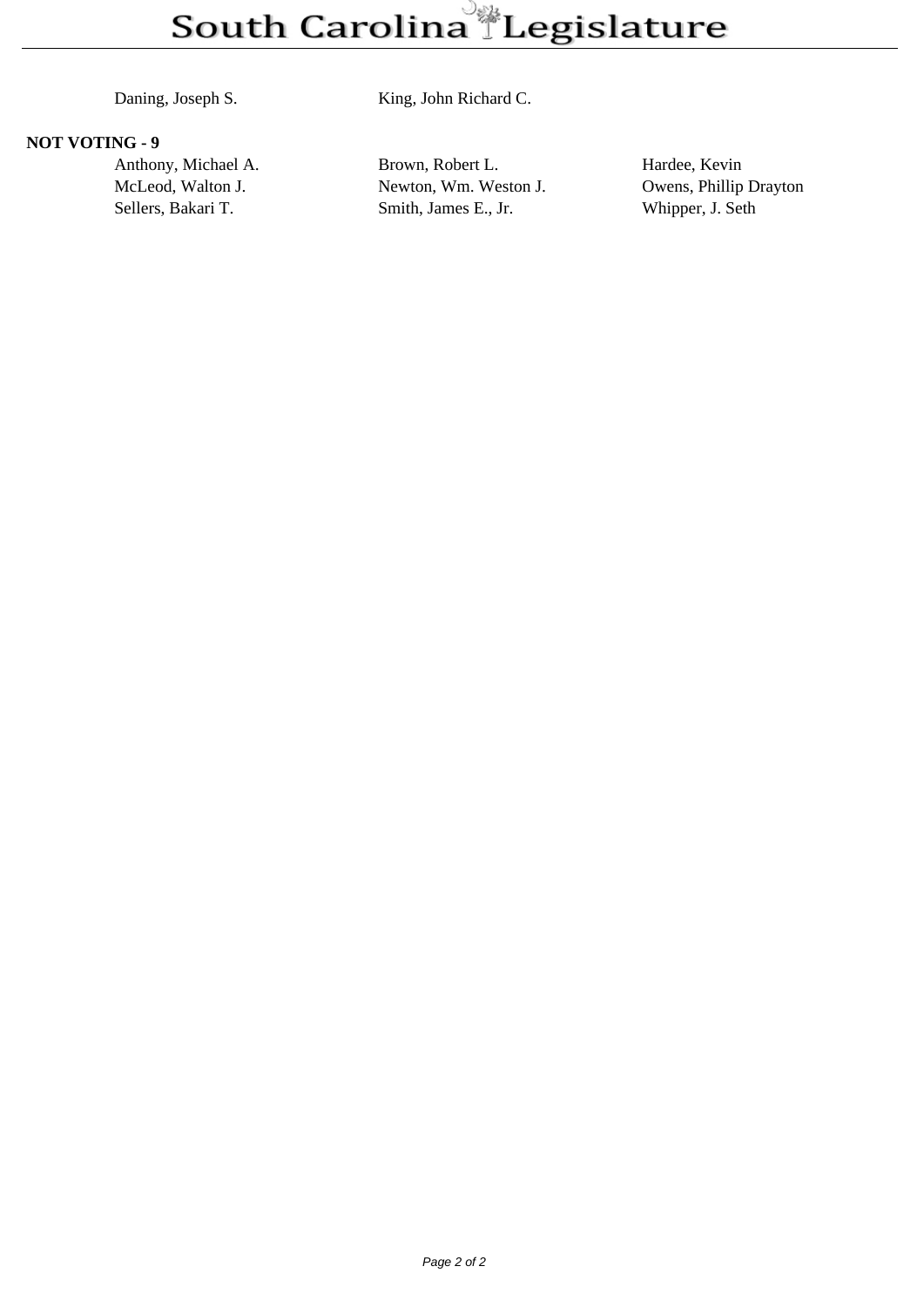| | | |
|---|---|---|
| Daning, Joseph S. | King, John Richard C. | |

**NOT VOTING - 9**

| | | |
|---|---|---|
| Anthony, Michael A. | Brown, Robert L. | Hardee, Kevin |
| McLeod, Walton J. | Newton, Wm. Weston J. | Owens, Phillip Drayton |
| Sellers, Bakari T. | Smith, James E., Jr. | Whipper, J. Seth |